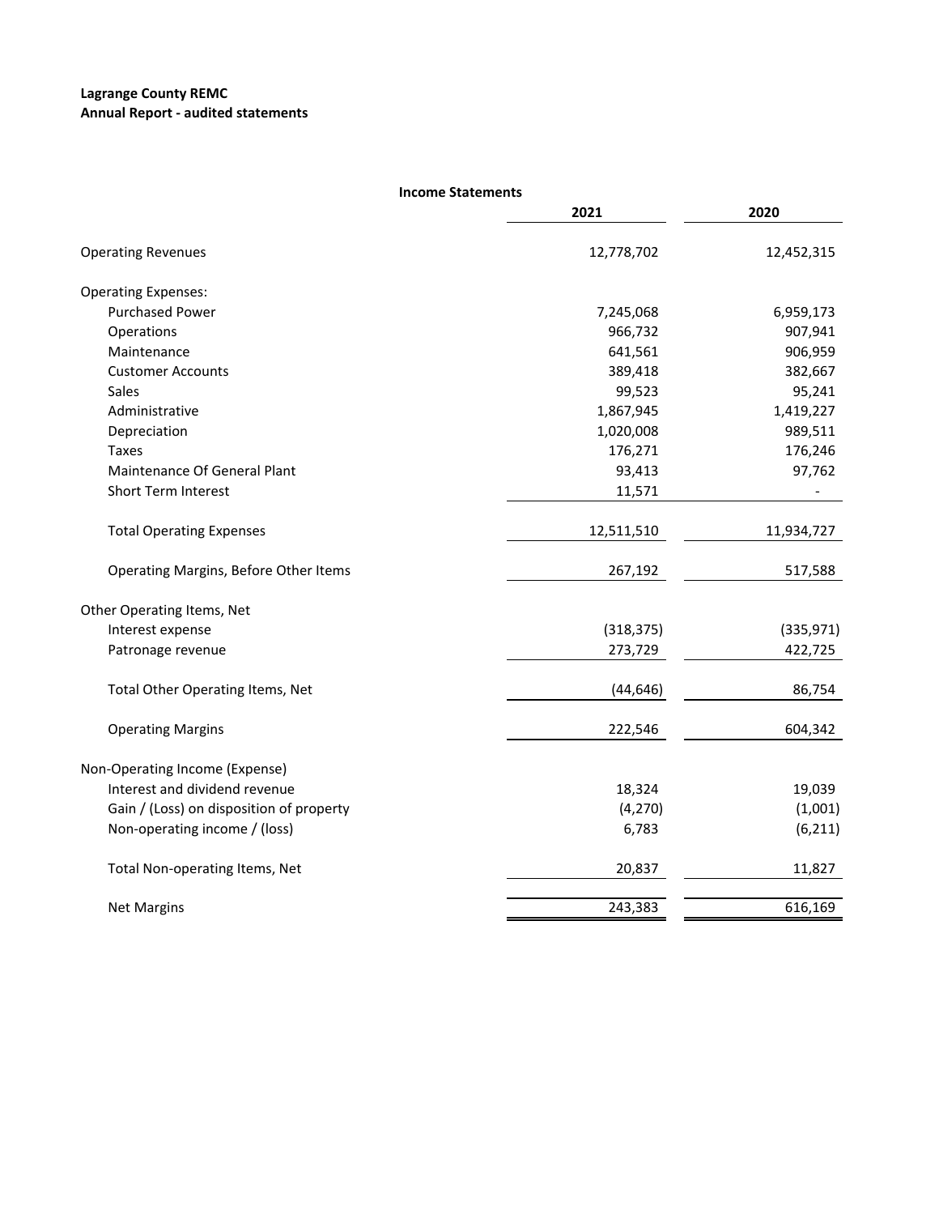**Lagrange County REMC**
**Annual Report - audited statements**

**Income Statements**

| | 2021 | 2020 |
|---|---|---|
| Operating Revenues | 12,778,702 | 12,452,315 |
| Operating Expenses: | | |
| Purchased Power | 7,245,068 | 6,959,173 |
| Operations | 966,732 | 907,941 |
| Maintenance | 641,561 | 906,959 |
| Customer Accounts | 389,418 | 382,667 |
| Sales | 99,523 | 95,241 |
| Administrative | 1,867,945 | 1,419,227 |
| Depreciation | 1,020,008 | 989,511 |
| Taxes | 176,271 | 176,246 |
| Maintenance Of General Plant | 93,413 | 97,762 |
| Short Term Interest | 11,571 | - |
| Total Operating Expenses | 12,511,510 | 11,934,727 |
| Operating Margins, Before Other Items | 267,192 | 517,588 |
| Other Operating Items, Net | | |
| Interest expense | (318,375) | (335,971) |
| Patronage revenue | 273,729 | 422,725 |
| Total Other Operating Items, Net | (44,646) | 86,754 |
| Operating Margins | 222,546 | 604,342 |
| Non-Operating Income (Expense) | | |
| Interest and dividend revenue | 18,324 | 19,039 |
| Gain / (Loss) on disposition of property | (4,270) | (1,001) |
| Non-operating income / (loss) | 6,783 | (6,211) |
| Total Non-operating Items, Net | 20,837 | 11,827 |
| Net Margins | 243,383 | 616,169 |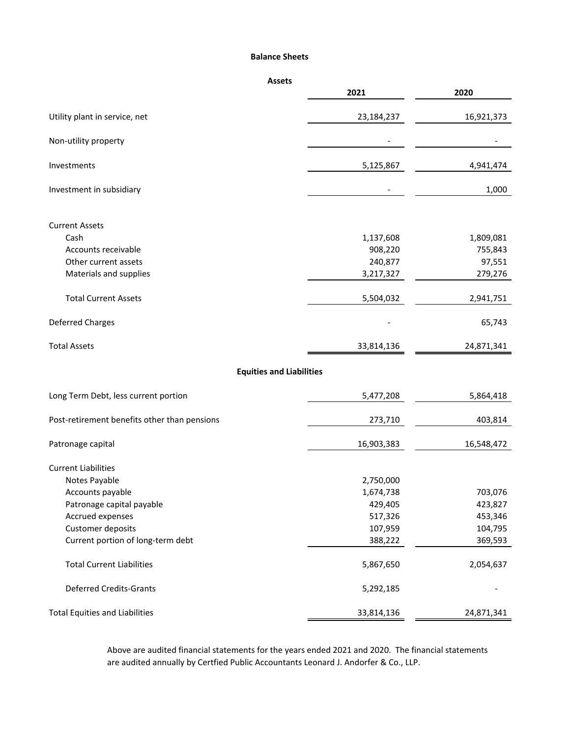# Balance Sheets

## Assets

| | 2021 | 2020 |
|---|---|---|
| Utility plant in service, net | 23,184,237 | 16,921,373 |
| Non-utility property | - | - |
| Investments | 5,125,867 | 4,941,474 |
| Investment in subsidiary | - | 1,000 |
| Current Assets | | |
| Cash | 1,137,608 | 1,809,081 |
| Accounts receivable | 908,220 | 755,843 |
| Other current assets | 240,877 | 97,551 |
| Materials and supplies | 3,217,327 | 279,276 |
| Total Current Assets | 5,504,032 | 2,941,751 |
| Deferred Charges | - | 65,743 |
| Total Assets | 33,814,136 | 24,871,341 |

## Equities and Liabilities

| | 2021 | 2020 |
|---|---|---|
| Long Term Debt, less current portion | 5,477,208 | 5,864,418 |
| Post-retirement benefits other than pensions | 273,710 | 403,814 |
| Patronage capital | 16,903,383 | 16,548,472 |
| Current Liabilities | | |
| Notes Payable | 2,750,000 | |
| Accounts payable | 1,674,738 | 703,076 |
| Patronage capital payable | 429,405 | 423,827 |
| Accrued expenses | 517,326 | 453,346 |
| Customer deposits | 107,959 | 104,795 |
| Current portion of long-term debt | 388,222 | 369,593 |
| Total Current Liabilities | 5,867,650 | 2,054,637 |
| Deferred Credits-Grants | 5,292,185 | - |
| Total Equities and Liabilities | 33,814,136 | 24,871,341 |

Above are audited financial statements for the years ended 2021 and 2020. The financial statements are audited annually by Certfied Public Accountants Leonard J. Andorfer & Co., LLP.